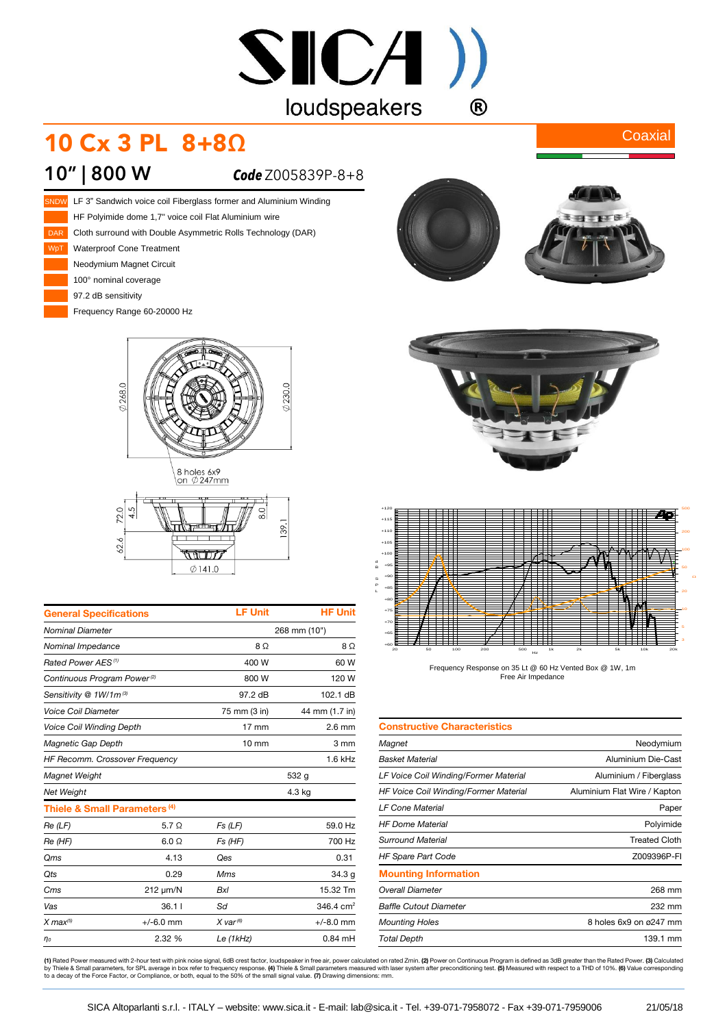SICA loudspeakers

# 10 Cx 3 PL 8+8Ω

Coaxial

## 10" | 800 W

**Code** Z005839P-8+8

- SNDW — LF 3" Sandwich voice coil Fiberglass former and Aluminium Winding
- HF Polyimide dome 1,7" voice coil Flat Aluminium wire
- DAR — Cloth surround with Double Asymmetric Rolls Technology (DAR)
- WpT — Waterproof Cone Treatment
- Neodymium Magnet Circuit
- 100° nominal coverage
- 97.2 dB sensitivity
- Frequency Range 60-20000 Hz

Ø 268.0 — Ø 230.0 — 8 holes 6x9 on Ø 247mm — 72.0 — 4.5 — 8.0 — 62.6 — 139.1 — Ø 141.0

Frequency Response on 35 Lt @ 60 Hz Vented Box @ 1W, 1m
Free Air Impedance

| General Specifications | LF Unit | HF Unit |
|---|---|---|
| Nominal Diameter | 268 mm (10") | |
| Nominal Impedance | 8 Ω | 8 Ω |
| Rated Power AES [1] | 400 W | 60 W |
| Continuous Program Power [2] | 800 W | 120 W |
| Sensitivity @ 1W/1m [3] | 97.2 dB | 102.1 dB |
| Voice Coil Diameter | 75 mm (3 in) | 44 mm (1.7 in) |
| Voice Coil Winding Depth | 17 mm | 2.6 mm |
| Magnetic Gap Depth | 10 mm | 3 mm |
| HF Recomm. Crossover Frequency | | 1.6 kHz |
| Magnet Weight | 532 g | |
| Net Weight | 4.3 kg | |

**Thiele & Small Parameters [4]**

| | | | |
|---|---|---|---|
| Re (LF) | 5.7 Ω | Fs (LF) | 59.0 Hz |
| Re (HF) | 6.0 Ω | Fs (HF) | 700 Hz |
| Qms | 4.13 | Qes | 0.31 |
| Qts | 0.29 | Mms | 34.3 g |
| Cms | 212 µm/N | Bxl | 15.32 Tm |
| Vas | 36.1 l | Sd | 346.4 cm² |
| X max [5] | +/-6.0 mm | X var [6] | +/-8.0 mm |
| $\eta_0$ | 2.32 % | Le (1kHz) | 0.84 mH |

| Constructive Characteristics | |
|---|---|
| Magnet | Neodymium |
| Basket Material | Aluminium Die-Cast |
| LF Voice Coil Winding/Former Material | Aluminium / Fiberglass |
| HF Voice Coil Winding/Former Material | Aluminium Flat Wire / Kapton |
| LF Cone Material | Paper |
| HF Dome Material | Polyimide |
| Surround Material | Treated Cloth |
| HF Spare Part Code | Z009396P-FI |

| Mounting Information | |
|---|---|
| Overall Diameter | 268 mm |
| Baffle Cutout Diameter | 232 mm |
| Mounting Holes | 8 holes 6x9 on ø247 mm |
| Total Depth | 139.1 mm |

**(1)** Rated Power measured with 2-hour test with pink noise signal, 6dB crest factor, loudspeaker in free air, power calculated on rated Zmin. **(2)** Power on Continuous Program is defined as 3dB greater than the Rated Power. **(3)** Calculated by Thiele & Small parameters, for SPL average in box refer to frequency response. **(4)** Thiele & Small parameters measured with laser system after preconditioning test. **(5)** Measured with respect to a THD of 10%. **(6)** Value corresponding to a decay of the Force Factor, or Compliance, or both, equal to the 50% of the small signal value. **(7)** Drawing dimensions: mm.

SICA Altoparlanti s.r.l. - ITALY – website: www.sica.it - E-mail: lab@sica.it - Tel. +39-071-7958072 - Fax +39-071-7959006 — 21/05/18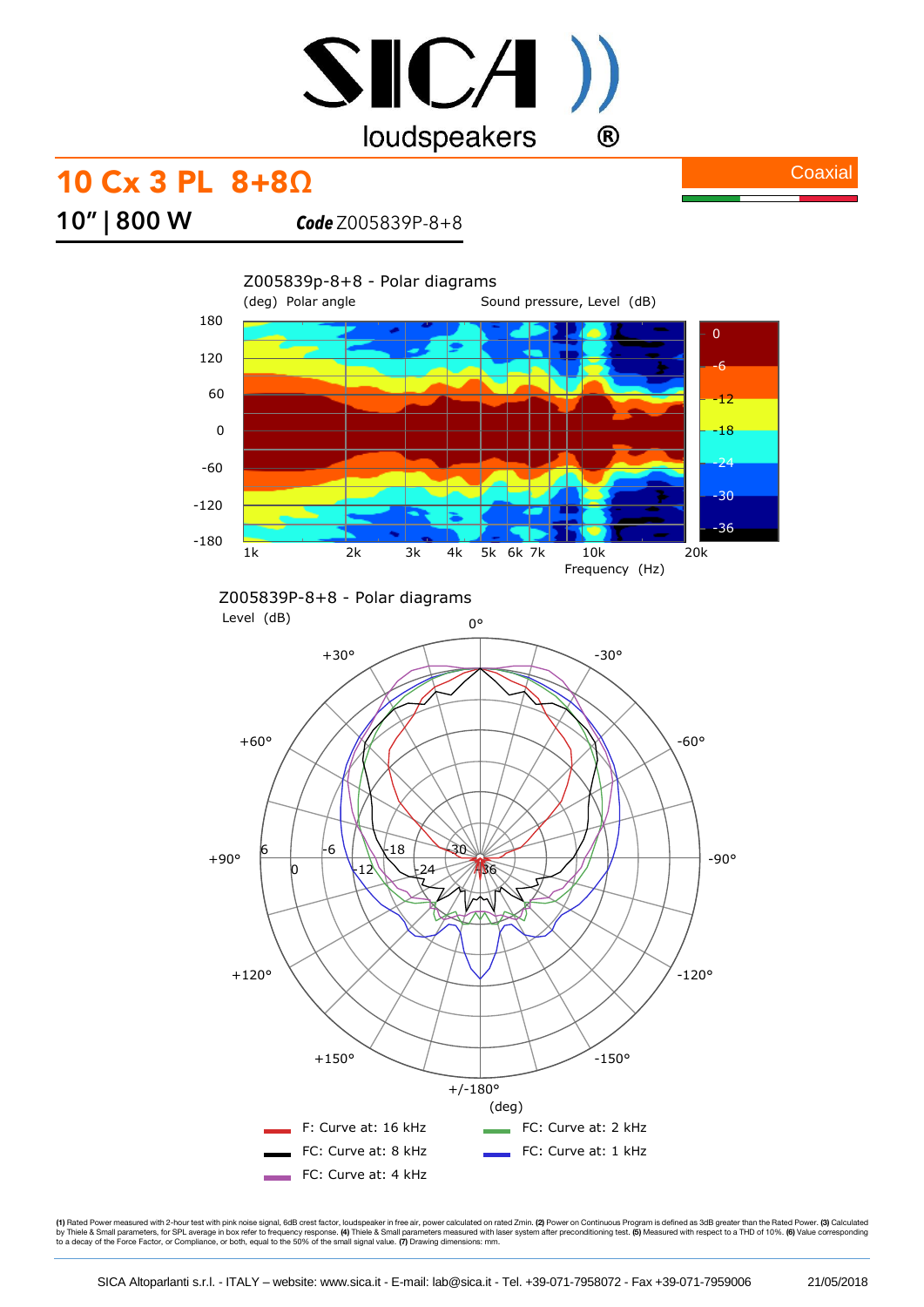# 10 Cx 3 PL 8+8Ω

Coaxial

## 10” | 800 W

***Code*** Z005839P-8+8

Z005839p-8+8 - Polar diagrams

(deg) Polar angle

Sound pressure, Level (dB)

180
120
60
0
-60
-120
-180

1k 2k 3k 4k 5k 6k 7k 10k 20k

Frequency (Hz)

0
-6
-12
-18
-24
-30
-36

Z005839P-8+8 - Polar diagrams

Level (dB)

0°
+30° -30°
+60° -60°
+90° -90°
+120° -120°
+150° -150°
+/-180°

(deg)

6 0 -6 -12 -18 -24 -30 -36

F: Curve at: 16 kHz
FC: Curve at: 2 kHz
FC: Curve at: 8 kHz
FC: Curve at: 1 kHz
FC: Curve at: 4 kHz

**(1)** Rated Power measured with 2-hour test with pink noise signal, 6dB crest factor, loudspeaker in free air, power calculated on rated Zmin. **(2)** Power on Continuous Program is defined as 3dB greater than the Rated Power. **(3)** Calculated by Thiele & Small parameters, for SPL average in box refer to frequency response. **(4)** Thiele & Small parameters measured with laser system after preconditioning test. **(5)** Measured with respect to a THD of 10%. **(6)** Value corresponding to a decay of the Force Factor, or Compliance, or both, equal to the 50% of the small signal value. **(7)** Drawing dimensions: mm.

SICA Altoparlanti s.r.l. - ITALY – website: www.sica.it - E-mail: lab@sica.it - Tel. +39-071-7958072 - Fax +39-071-7959006 21/05/2018